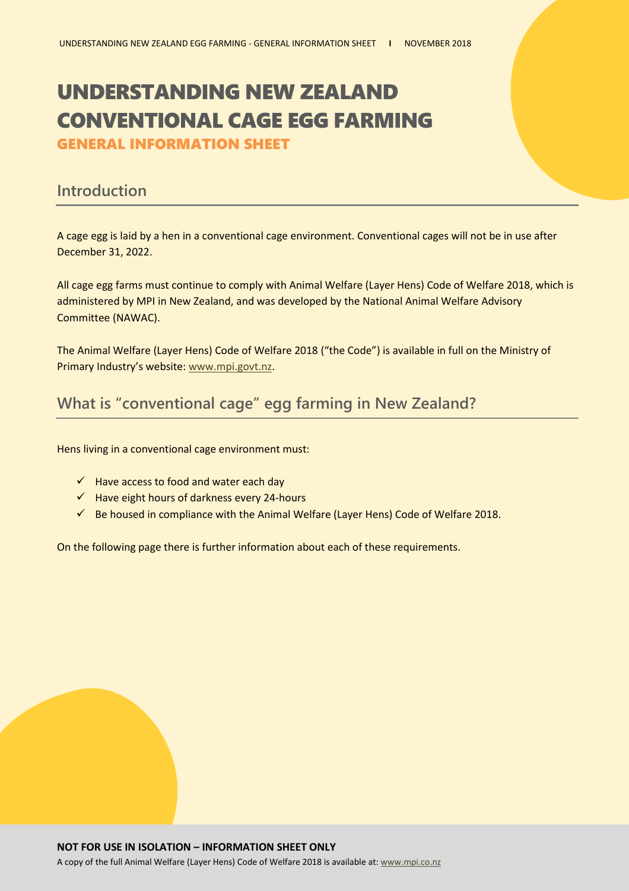# UNDERSTANDING NEW ZEALAND CONVENTIONAL CAGE EGG FARMING

### GENERAL INFORMATION SHEET

## Introduction

A cage egg is laid by a hen in a conventional cage environment. Conventional cages will not be in use after December 31, 2022.

All cage egg farms must continue to comply with Animal Welfare (Layer Hens) Code of Welfare 2018, which is administered by MPI in New Zealand, and was developed by the National Animal Welfare Advisory Committee (NAWAC).

The Animal Welfare (Layer Hens) Code of Welfare 2018 ("the Code") is available in full on the Ministry of Primary Industry's website: www.mpi.govt.nz.

## What is "conventional cage" egg farming in New Zealand?

Hens living in a conventional cage environment must:

- ✓ Have access to food and water each day
- ✓ Have eight hours of darkness every 24-hours
- ✓ Be housed in compliance with the Animal Welfare (Layer Hens) Code of Welfare 2018.

On the following page there is further information about each of these requirements.

**NOT FOR USE IN ISOLATION – INFORMATION SHEET ONLY**

A copy of the full Animal Welfare (Layer Hens) Code of Welfare 2018 is available at: www.mpi.co.nz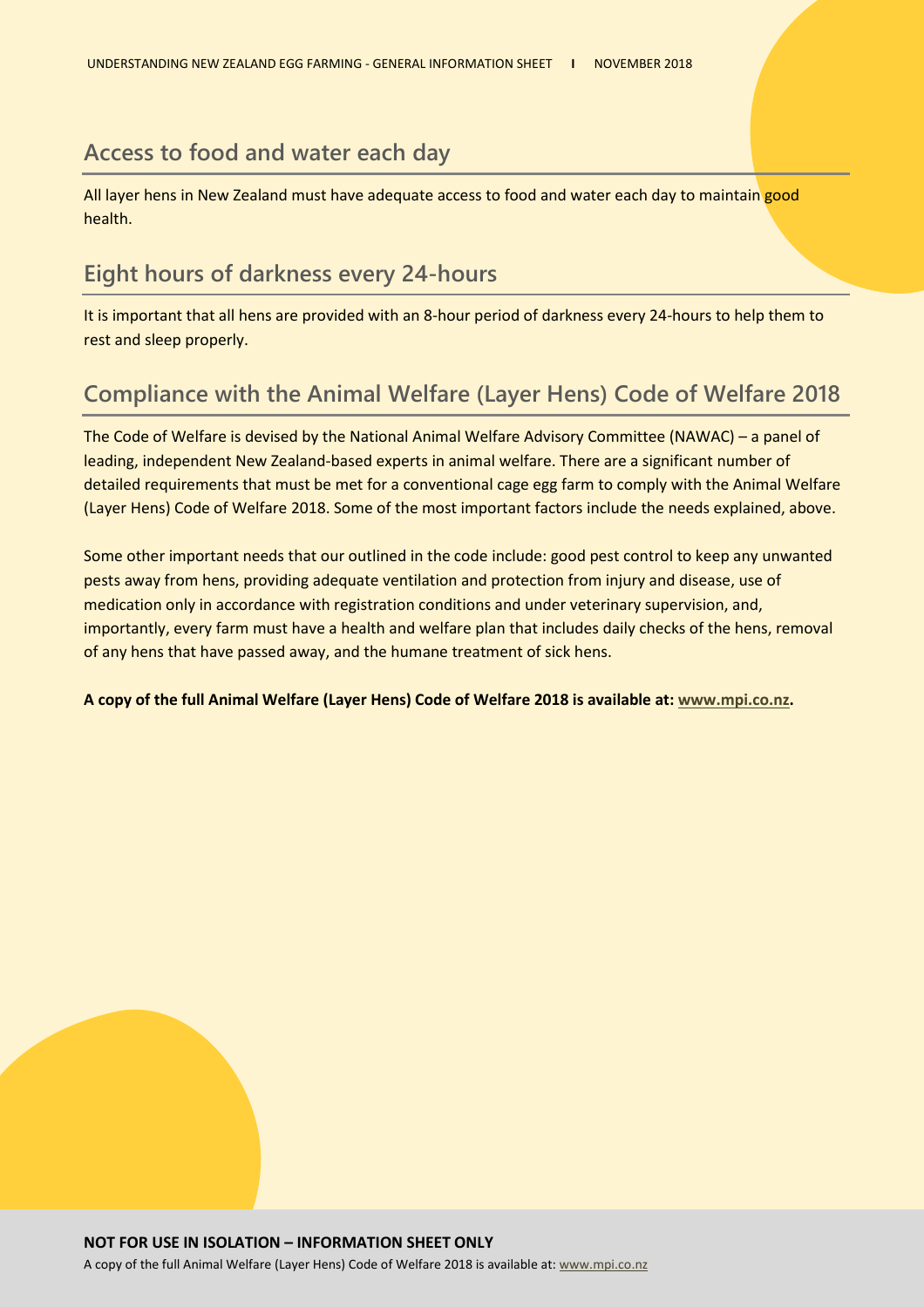## Access to food and water each day

All layer hens in New Zealand must have adequate access to food and water each day to maintain good health.

## Eight hours of darkness every 24-hours

It is important that all hens are provided with an 8-hour period of darkness every 24-hours to help them to rest and sleep properly.

## Compliance with the Animal Welfare (Layer Hens) Code of Welfare 2018

The Code of Welfare is devised by the National Animal Welfare Advisory Committee (NAWAC) – a panel of leading, independent New Zealand-based experts in animal welfare. There are a significant number of detailed requirements that must be met for a conventional cage egg farm to comply with the Animal Welfare (Layer Hens) Code of Welfare 2018. Some of the most important factors include the needs explained, above.

Some other important needs that our outlined in the code include: good pest control to keep any unwanted pests away from hens, providing adequate ventilation and protection from injury and disease, use of medication only in accordance with registration conditions and under veterinary supervision, and, importantly, every farm must have a health and welfare plan that includes daily checks of the hens, removal of any hens that have passed away, and the humane treatment of sick hens.

**A copy of the full Animal Welfare (Layer Hens) Code of Welfare 2018 is available at: www.mpi.co.nz.**

**NOT FOR USE IN ISOLATION – INFORMATION SHEET ONLY**

A copy of the full Animal Welfare (Layer Hens) Code of Welfare 2018 is available at: www.mpi.co.nz